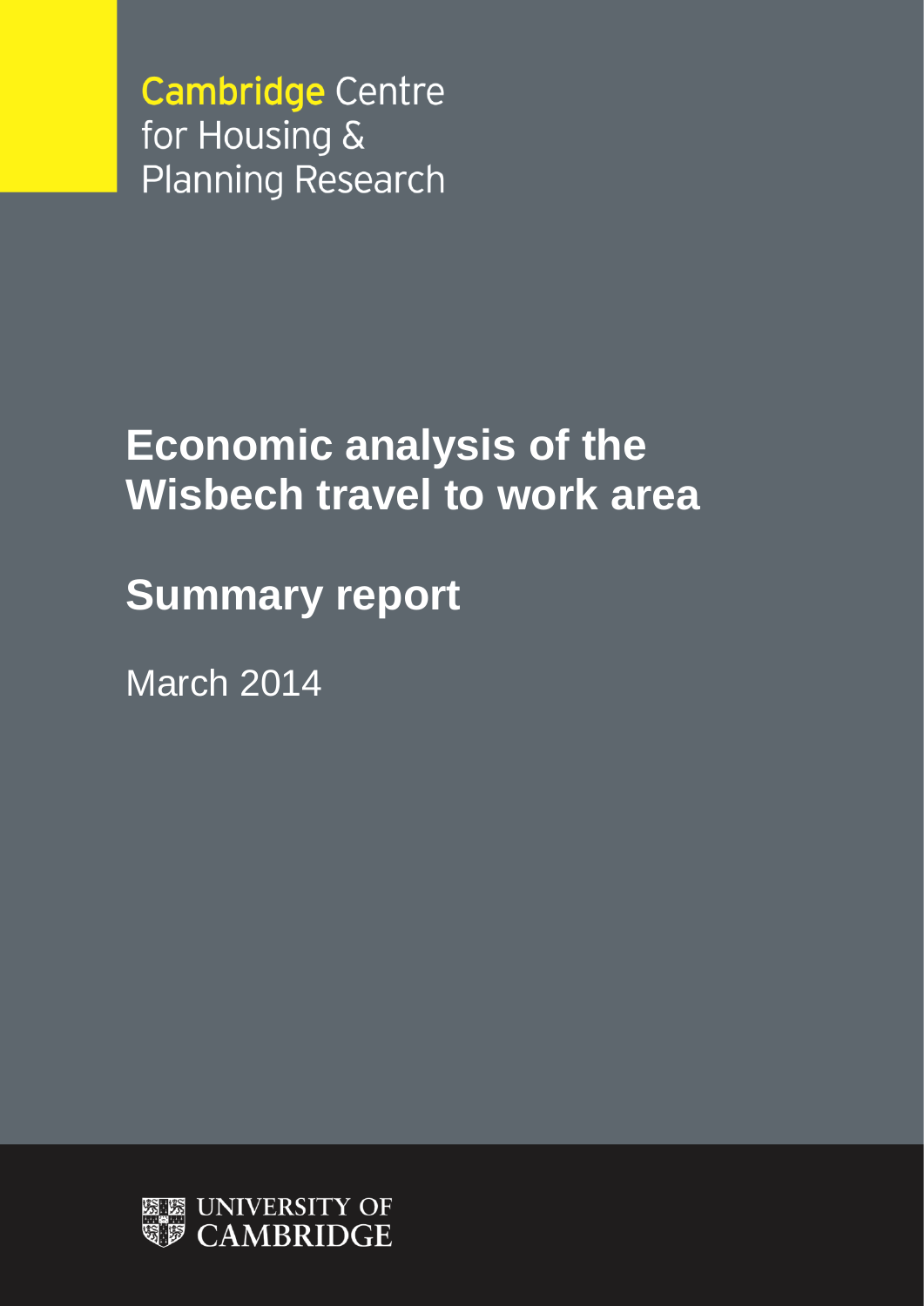Cambridge Centre for Housing & Planning Research

# Economic analysis of the Wisbech travel to work area

## Summary report

March 2014

UNIVERSITY OF CAMBRIDGE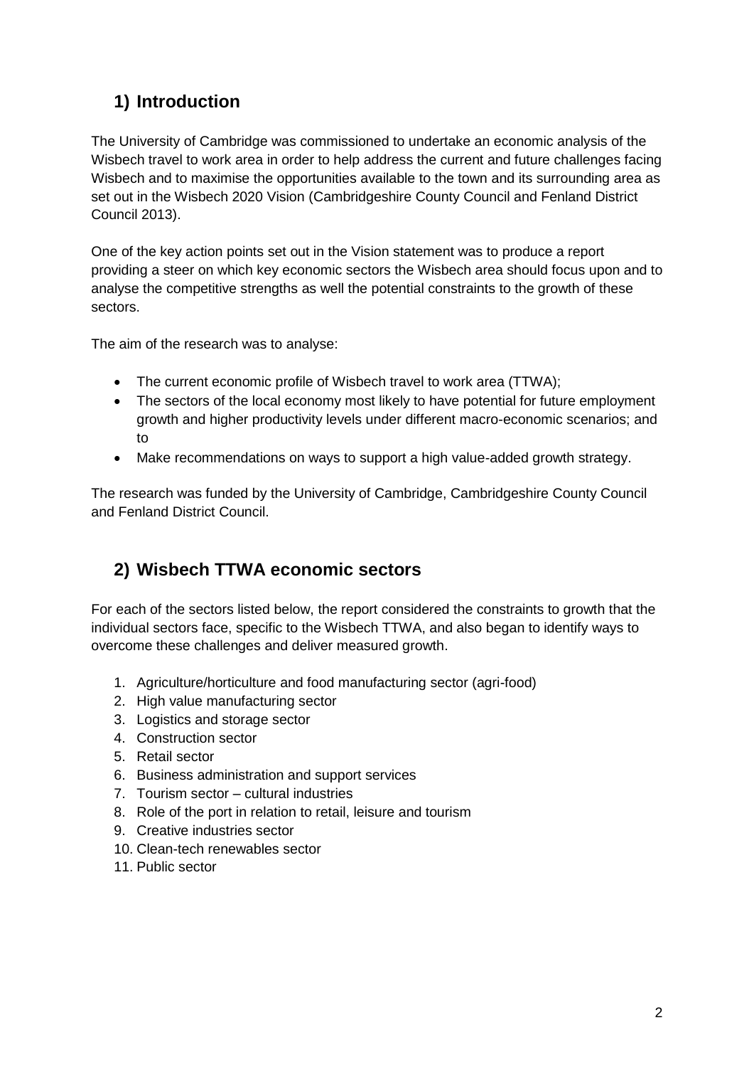## 1) Introduction

The University of Cambridge was commissioned to undertake an economic analysis of the Wisbech travel to work area in order to help address the current and future challenges facing Wisbech and to maximise the opportunities available to the town and its surrounding area as set out in the Wisbech 2020 Vision (Cambridgeshire County Council and Fenland District Council 2013).

One of the key action points set out in the Vision statement was to produce a report providing a steer on which key economic sectors the Wisbech area should focus upon and to analyse the competitive strengths as well the potential constraints to the growth of these sectors.

The aim of the research was to analyse:

- The current economic profile of Wisbech travel to work area (TTWA);
- The sectors of the local economy most likely to have potential for future employment growth and higher productivity levels under different macro-economic scenarios; and to
- Make recommendations on ways to support a high value-added growth strategy.

The research was funded by the University of Cambridge, Cambridgeshire County Council and Fenland District Council.

## 2) Wisbech TTWA economic sectors

For each of the sectors listed below, the report considered the constraints to growth that the individual sectors face, specific to the Wisbech TTWA, and also began to identify ways to overcome these challenges and deliver measured growth.

1. Agriculture/horticulture and food manufacturing sector (agri-food)
2. High value manufacturing sector
3. Logistics and storage sector
4. Construction sector
5. Retail sector
6. Business administration and support services
7. Tourism sector – cultural industries
8. Role of the port in relation to retail, leisure and tourism
9. Creative industries sector
10. Clean-tech renewables sector
11. Public sector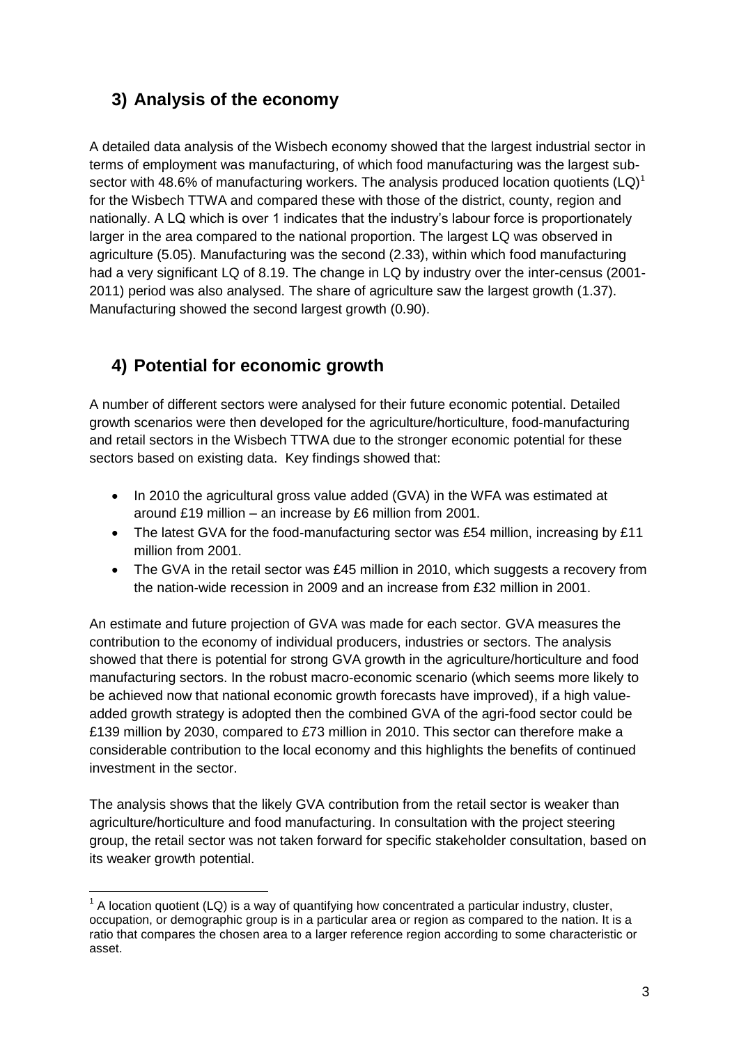## 3) Analysis of the economy

A detailed data analysis of the Wisbech economy showed that the largest industrial sector in terms of employment was manufacturing, of which food manufacturing was the largest sub-sector with 48.6% of manufacturing workers. The analysis produced location quotients (LQ)[1] for the Wisbech TTWA and compared these with those of the district, county, region and nationally. A LQ which is over 1 indicates that the industry's labour force is proportionately larger in the area compared to the national proportion. The largest LQ was observed in agriculture (5.05). Manufacturing was the second (2.33), within which food manufacturing had a very significant LQ of 8.19. The change in LQ by industry over the inter-census (2001-2011) period was also analysed. The share of agriculture saw the largest growth (1.37). Manufacturing showed the second largest growth (0.90).

## 4) Potential for economic growth

A number of different sectors were analysed for their future economic potential. Detailed growth scenarios were then developed for the agriculture/horticulture, food-manufacturing and retail sectors in the Wisbech TTWA due to the stronger economic potential for these sectors based on existing data. Key findings showed that:

- In 2010 the agricultural gross value added (GVA) in the WFA was estimated at around £19 million – an increase by £6 million from 2001.
- The latest GVA for the food-manufacturing sector was £54 million, increasing by £11 million from 2001.
- The GVA in the retail sector was £45 million in 2010, which suggests a recovery from the nation-wide recession in 2009 and an increase from £32 million in 2001.

An estimate and future projection of GVA was made for each sector. GVA measures the contribution to the economy of individual producers, industries or sectors. The analysis showed that there is potential for strong GVA growth in the agriculture/horticulture and food manufacturing sectors. In the robust macro-economic scenario (which seems more likely to be achieved now that national economic growth forecasts have improved), if a high value-added growth strategy is adopted then the combined GVA of the agri-food sector could be £139 million by 2030, compared to £73 million in 2010. This sector can therefore make a considerable contribution to the local economy and this highlights the benefits of continued investment in the sector.

The analysis shows that the likely GVA contribution from the retail sector is weaker than agriculture/horticulture and food manufacturing. In consultation with the project steering group, the retail sector was not taken forward for specific stakeholder consultation, based on its weaker growth potential.

---

[1] A location quotient (LQ) is a way of quantifying how concentrated a particular industry, cluster, occupation, or demographic group is in a particular area or region as compared to the nation. It is a ratio that compares the chosen area to a larger reference region according to some characteristic or asset.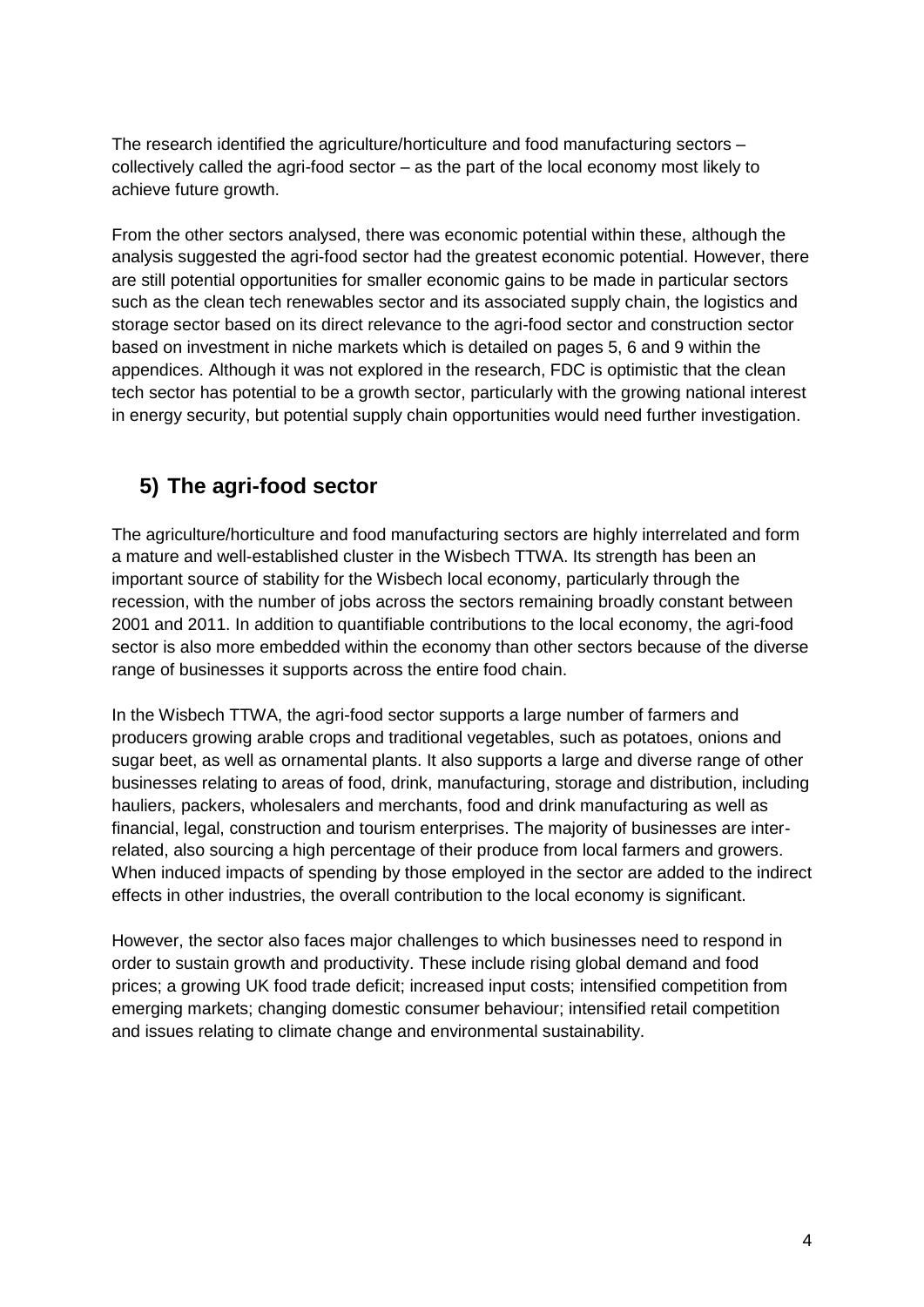The research identified the agriculture/horticulture and food manufacturing sectors – collectively called the agri-food sector – as the part of the local economy most likely to achieve future growth.

From the other sectors analysed, there was economic potential within these, although the analysis suggested the agri-food sector had the greatest economic potential. However, there are still potential opportunities for smaller economic gains to be made in particular sectors such as the clean tech renewables sector and its associated supply chain, the logistics and storage sector based on its direct relevance to the agri-food sector and construction sector based on investment in niche markets which is detailed on pages 5, 6 and 9 within the appendices. Although it was not explored in the research, FDC is optimistic that the clean tech sector has potential to be a growth sector, particularly with the growing national interest in energy security, but potential supply chain opportunities would need further investigation.

## 5) The agri-food sector

The agriculture/horticulture and food manufacturing sectors are highly interrelated and form a mature and well-established cluster in the Wisbech TTWA. Its strength has been an important source of stability for the Wisbech local economy, particularly through the recession, with the number of jobs across the sectors remaining broadly constant between 2001 and 2011. In addition to quantifiable contributions to the local economy, the agri-food sector is also more embedded within the economy than other sectors because of the diverse range of businesses it supports across the entire food chain.

In the Wisbech TTWA, the agri-food sector supports a large number of farmers and producers growing arable crops and traditional vegetables, such as potatoes, onions and sugar beet, as well as ornamental plants. It also supports a large and diverse range of other businesses relating to areas of food, drink, manufacturing, storage and distribution, including hauliers, packers, wholesalers and merchants, food and drink manufacturing as well as financial, legal, construction and tourism enterprises. The majority of businesses are inter-related, also sourcing a high percentage of their produce from local farmers and growers. When induced impacts of spending by those employed in the sector are added to the indirect effects in other industries, the overall contribution to the local economy is significant.

However, the sector also faces major challenges to which businesses need to respond in order to sustain growth and productivity. These include rising global demand and food prices; a growing UK food trade deficit; increased input costs; intensified competition from emerging markets; changing domestic consumer behaviour; intensified retail competition and issues relating to climate change and environmental sustainability.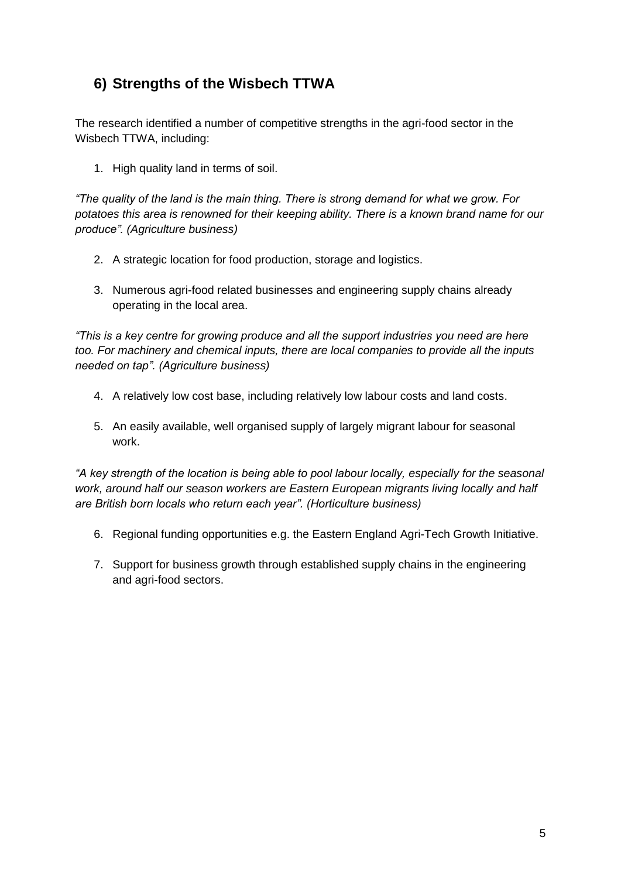## 6) Strengths of the Wisbech TTWA

The research identified a number of competitive strengths in the agri-food sector in the Wisbech TTWA, including:

1. High quality land in terms of soil.

*"The quality of the land is the main thing. There is strong demand for what we grow. For potatoes this area is renowned for their keeping ability. There is a known brand name for our produce". (Agriculture business)*

2. A strategic location for food production, storage and logistics.

3. Numerous agri-food related businesses and engineering supply chains already operating in the local area.

*"This is a key centre for growing produce and all the support industries you need are here too. For machinery and chemical inputs, there are local companies to provide all the inputs needed on tap". (Agriculture business)*

4. A relatively low cost base, including relatively low labour costs and land costs.

5. An easily available, well organised supply of largely migrant labour for seasonal work.

*"A key strength of the location is being able to pool labour locally, especially for the seasonal work, around half our season workers are Eastern European migrants living locally and half are British born locals who return each year". (Horticulture business)*

6. Regional funding opportunities e.g. the Eastern England Agri-Tech Growth Initiative.

7. Support for business growth through established supply chains in the engineering and agri-food sectors.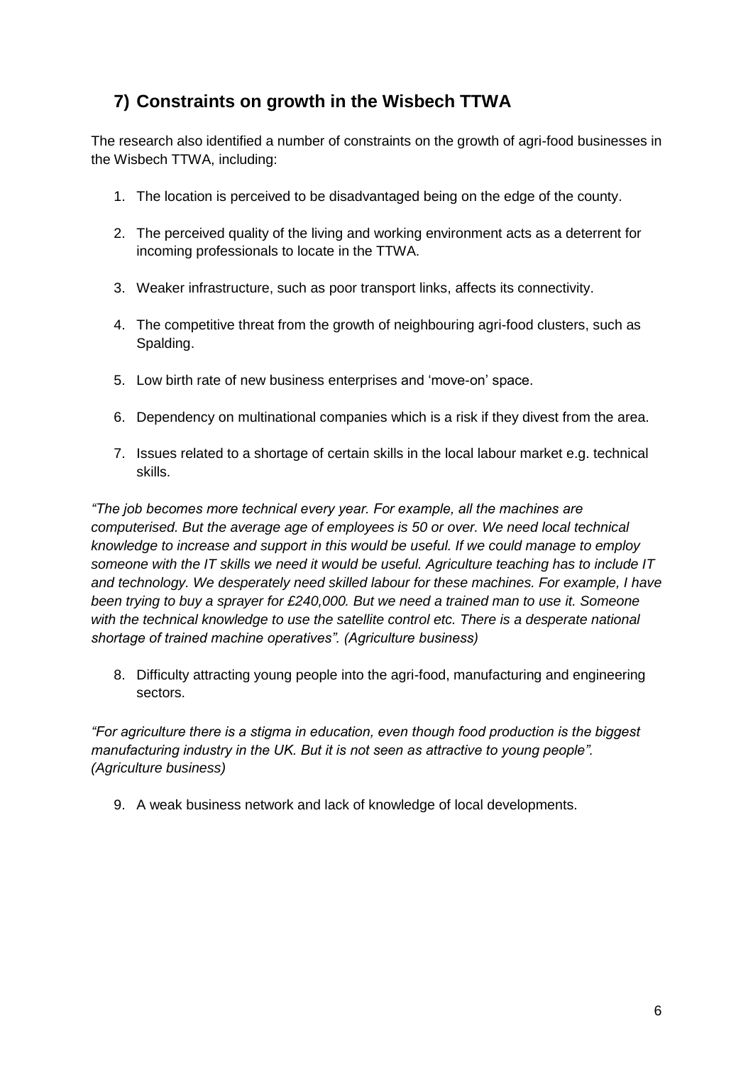## 7) Constraints on growth in the Wisbech TTWA

The research also identified a number of constraints on the growth of agri-food businesses in the Wisbech TTWA, including:

1. The location is perceived to be disadvantaged being on the edge of the county.
2. The perceived quality of the living and working environment acts as a deterrent for incoming professionals to locate in the TTWA.
3. Weaker infrastructure, such as poor transport links, affects its connectivity.
4. The competitive threat from the growth of neighbouring agri-food clusters, such as Spalding.
5. Low birth rate of new business enterprises and 'move-on' space.
6. Dependency on multinational companies which is a risk if they divest from the area.
7. Issues related to a shortage of certain skills in the local labour market e.g. technical skills.

*"The job becomes more technical every year. For example, all the machines are computerised. But the average age of employees is 50 or over. We need local technical knowledge to increase and support in this would be useful. If we could manage to employ someone with the IT skills we need it would be useful. Agriculture teaching has to include IT and technology. We desperately need skilled labour for these machines. For example, I have been trying to buy a sprayer for £240,000. But we need a trained man to use it. Someone with the technical knowledge to use the satellite control etc. There is a desperate national shortage of trained machine operatives". (Agriculture business)*

8. Difficulty attracting young people into the agri-food, manufacturing and engineering sectors.

*"For agriculture there is a stigma in education, even though food production is the biggest manufacturing industry in the UK. But it is not seen as attractive to young people". (Agriculture business)*

9. A weak business network and lack of knowledge of local developments.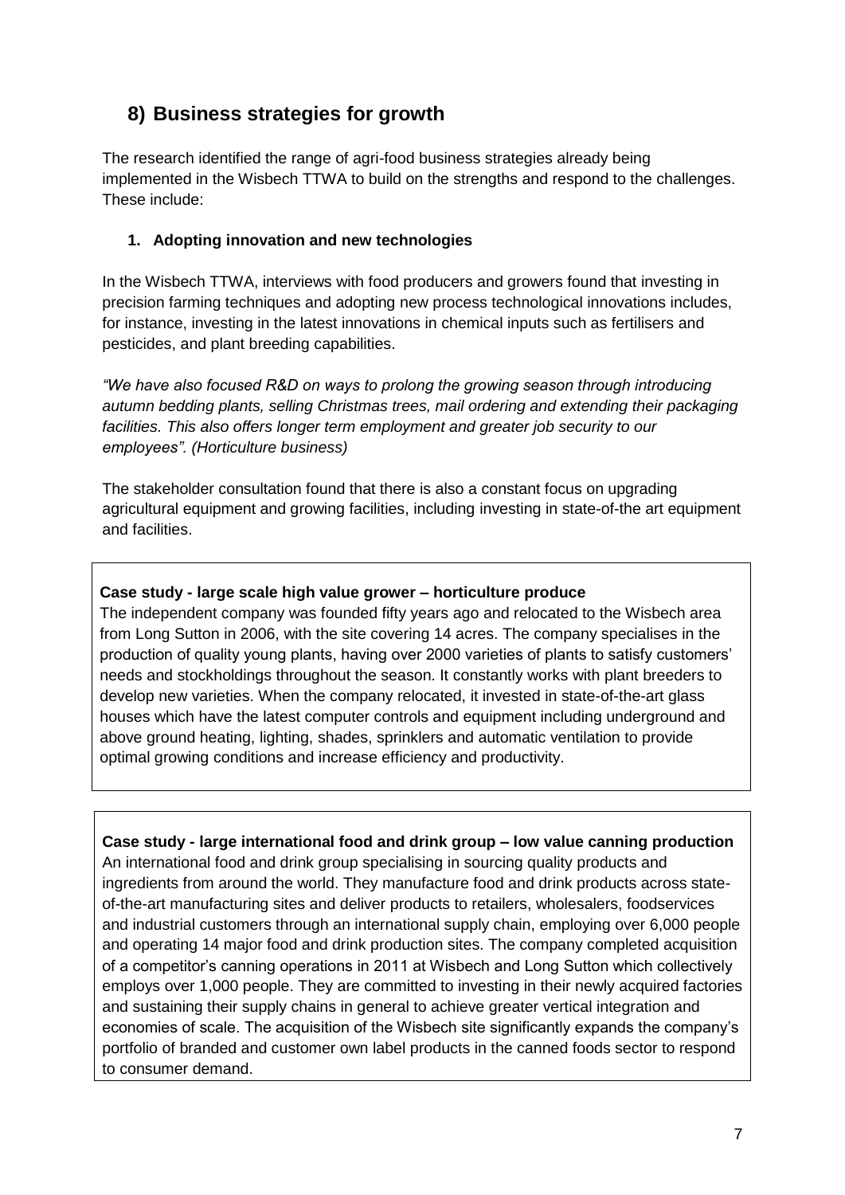## 8) Business strategies for growth

The research identified the range of agri-food business strategies already being implemented in the Wisbech TTWA to build on the strengths and respond to the challenges. These include:

### 1. Adopting innovation and new technologies

In the Wisbech TTWA, interviews with food producers and growers found that investing in precision farming techniques and adopting new process technological innovations includes, for instance, investing in the latest innovations in chemical inputs such as fertilisers and pesticides, and plant breeding capabilities.

*"We have also focused R&D on ways to prolong the growing season through introducing autumn bedding plants, selling Christmas trees, mail ordering and extending their packaging facilities. This also offers longer term employment and greater job security to our employees". (Horticulture business)*

The stakeholder consultation found that there is also a constant focus on upgrading agricultural equipment and growing facilities, including investing in state-of-the art equipment and facilities.

**Case study - large scale high value grower – horticulture produce**

The independent company was founded fifty years ago and relocated to the Wisbech area from Long Sutton in 2006, with the site covering 14 acres. The company specialises in the production of quality young plants, having over 2000 varieties of plants to satisfy customers' needs and stockholdings throughout the season. It constantly works with plant breeders to develop new varieties. When the company relocated, it invested in state-of-the-art glass houses which have the latest computer controls and equipment including underground and above ground heating, lighting, shades, sprinklers and automatic ventilation to provide optimal growing conditions and increase efficiency and productivity.

**Case study - large international food and drink group – low value canning production**

An international food and drink group specialising in sourcing quality products and ingredients from around the world. They manufacture food and drink products across state-of-the-art manufacturing sites and deliver products to retailers, wholesalers, foodservices and industrial customers through an international supply chain, employing over 6,000 people and operating 14 major food and drink production sites. The company completed acquisition of a competitor's canning operations in 2011 at Wisbech and Long Sutton which collectively employ over 1,000 people. They are committed to investing in their newly acquired factories and sustaining their supply chains in general to achieve greater vertical integration and economies of scale. The acquisition of the Wisbech site significantly expands the company's portfolio of branded and customer own label products in the canned foods sector to respond to consumer demand.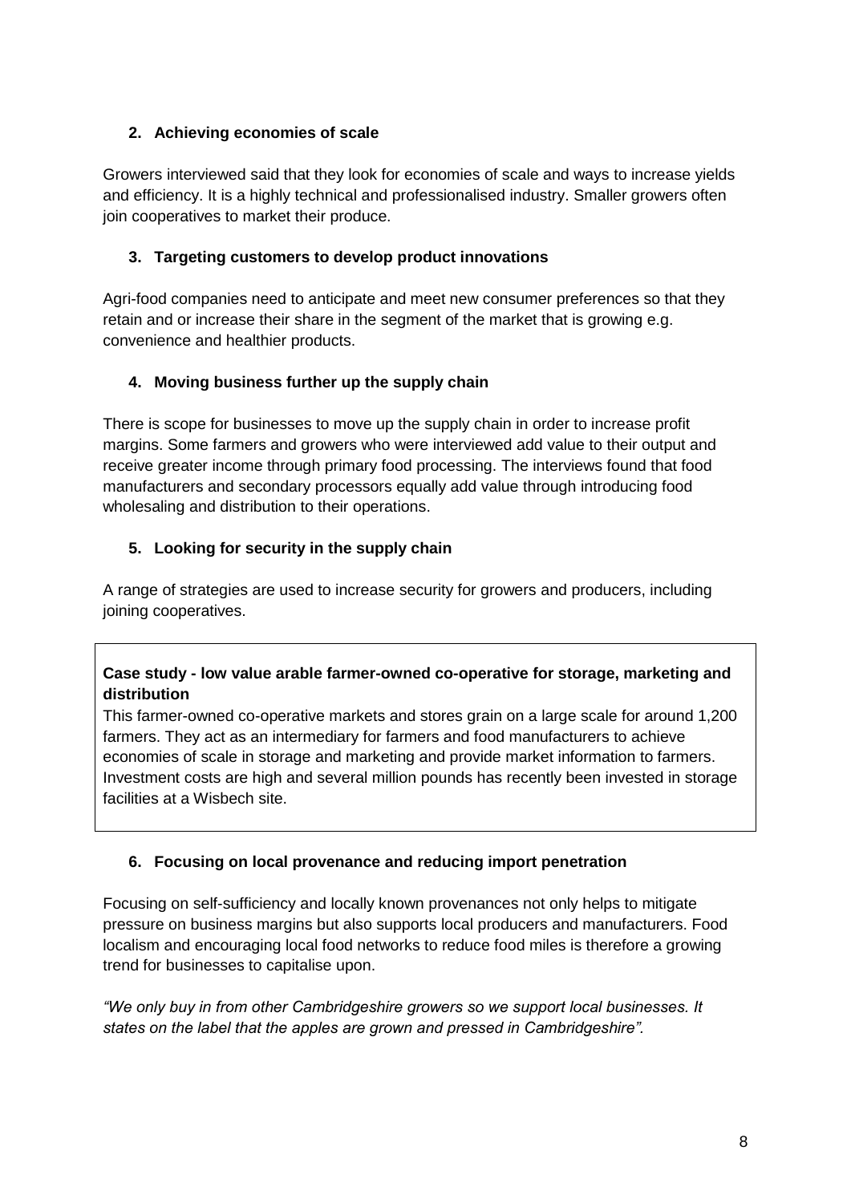### 2. Achieving economies of scale

Growers interviewed said that they look for economies of scale and ways to increase yields and efficiency. It is a highly technical and professionalised industry. Smaller growers often join cooperatives to market their produce.

### 3. Targeting customers to develop product innovations

Agri-food companies need to anticipate and meet new consumer preferences so that they retain and or increase their share in the segment of the market that is growing e.g. convenience and healthier products.

### 4. Moving business further up the supply chain

There is scope for businesses to move up the supply chain in order to increase profit margins. Some farmers and growers who were interviewed add value to their output and receive greater income through primary food processing. The interviews found that food manufacturers and secondary processors equally add value through introducing food wholesaling and distribution to their operations.

### 5. Looking for security in the supply chain

A range of strategies are used to increase security for growers and producers, including joining cooperatives.

> **Case study - low value arable farmer-owned co-operative for storage, marketing and distribution**
>
> This farmer-owned co-operative markets and stores grain on a large scale for around 1,200 farmers. They act as an intermediary for farmers and food manufacturers to achieve economies of scale in storage and marketing and provide market information to farmers. Investment costs are high and several million pounds has recently been invested in storage facilities at a Wisbech site.

### 6. Focusing on local provenance and reducing import penetration

Focusing on self-sufficiency and locally known provenances not only helps to mitigate pressure on business margins but also supports local producers and manufacturers. Food localism and encouraging local food networks to reduce food miles is therefore a growing trend for businesses to capitalise upon.

*"We only buy in from other Cambridgeshire growers so we support local businesses. It states on the label that the apples are grown and pressed in Cambridgeshire".*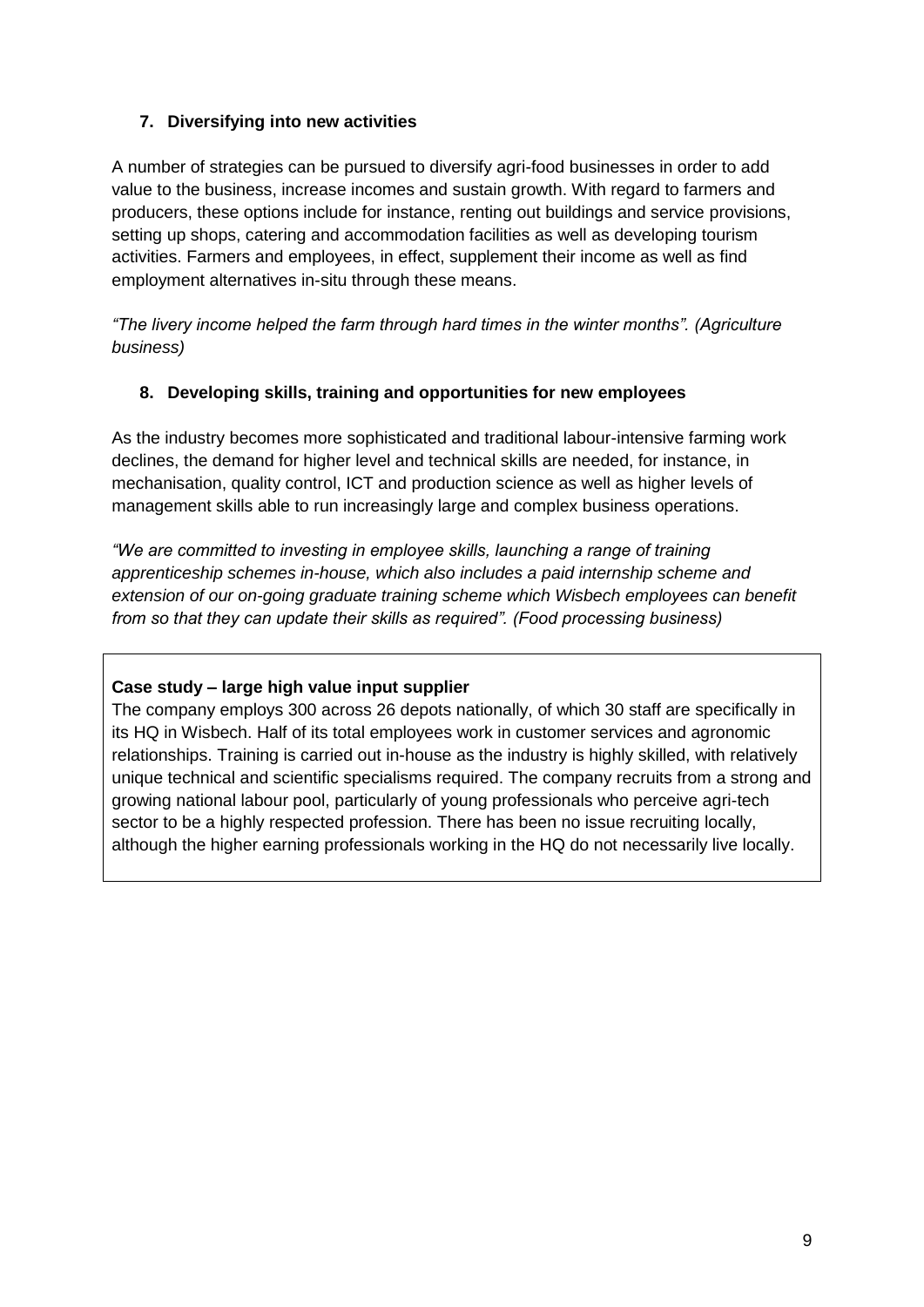### 7. Diversifying into new activities

A number of strategies can be pursued to diversify agri-food businesses in order to add value to the business, increase incomes and sustain growth. With regard to farmers and producers, these options include for instance, renting out buildings and service provisions, setting up shops, catering and accommodation facilities as well as developing tourism activities. Farmers and employees, in effect, supplement their income as well as find employment alternatives in-situ through these means.

*"The livery income helped the farm through hard times in the winter months". (Agriculture business)*

### 8. Developing skills, training and opportunities for new employees

As the industry becomes more sophisticated and traditional labour-intensive farming work declines, the demand for higher level and technical skills are needed, for instance, in mechanisation, quality control, ICT and production science as well as higher levels of management skills able to run increasingly large and complex business operations.

*"We are committed to investing in employee skills, launching a range of training apprenticeship schemes in-house, which also includes a paid internship scheme and extension of our on-going graduate training scheme which Wisbech employees can benefit from so that they can update their skills as required". (Food processing business)*

**Case study – large high value input supplier**

The company employs 300 across 26 depots nationally, of which 30 staff are specifically in its HQ in Wisbech. Half of its total employees work in customer services and agronomic relationships. Training is carried out in-house as the industry is highly skilled, with relatively unique technical and scientific specialisms required. The company recruits from a strong and growing national labour pool, particularly of young professionals who perceive agri-tech sector to be a highly respected profession. There has been no issue recruiting locally, although the higher earning professionals working in the HQ do not necessarily live locally.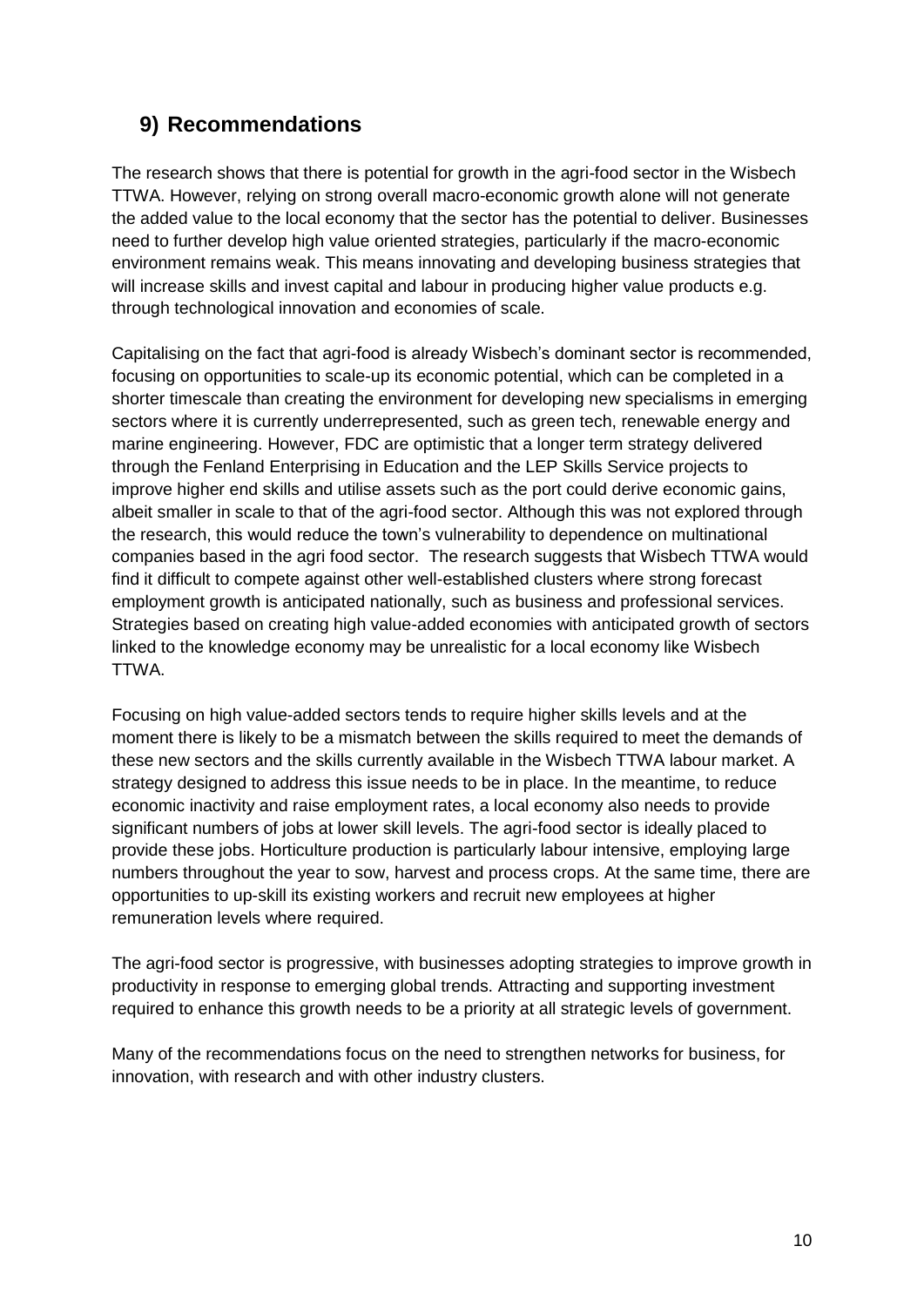## 9) Recommendations

The research shows that there is potential for growth in the agri-food sector in the Wisbech TTWA. However, relying on strong overall macro-economic growth alone will not generate the added value to the local economy that the sector has the potential to deliver. Businesses need to further develop high value oriented strategies, particularly if the macro-economic environment remains weak. This means innovating and developing business strategies that will increase skills and invest capital and labour in producing higher value products e.g. through technological innovation and economies of scale.

Capitalising on the fact that agri-food is already Wisbech's dominant sector is recommended, focusing on opportunities to scale-up its economic potential, which can be completed in a shorter timescale than creating the environment for developing new specialisms in emerging sectors where it is currently underrepresented, such as green tech, renewable energy and marine engineering. However, FDC are optimistic that a longer term strategy delivered through the Fenland Enterprising in Education and the LEP Skills Service projects to improve higher end skills and utilise assets such as the port could derive economic gains, albeit smaller in scale to that of the agri-food sector. Although this was not explored through the research, this would reduce the town's vulnerability to dependence on multinational companies based in the agri food sector. The research suggests that Wisbech TTWA would find it difficult to compete against other well-established clusters where strong forecast employment growth is anticipated nationally, such as business and professional services. Strategies based on creating high value-added economies with anticipated growth of sectors linked to the knowledge economy may be unrealistic for a local economy like Wisbech TTWA.

Focusing on high value-added sectors tends to require higher skills levels and at the moment there is likely to be a mismatch between the skills required to meet the demands of these new sectors and the skills currently available in the Wisbech TTWA labour market. A strategy designed to address this issue needs to be in place. In the meantime, to reduce economic inactivity and raise employment rates, a local economy also needs to provide significant numbers of jobs at lower skill levels. The agri-food sector is ideally placed to provide these jobs. Horticulture production is particularly labour intensive, employing large numbers throughout the year to sow, harvest and process crops. At the same time, there are opportunities to up-skill its existing workers and recruit new employees at higher remuneration levels where required.

The agri-food sector is progressive, with businesses adopting strategies to improve growth in productivity in response to emerging global trends. Attracting and supporting investment required to enhance this growth needs to be a priority at all strategic levels of government.

Many of the recommendations focus on the need to strengthen networks for business, for innovation, with research and with other industry clusters.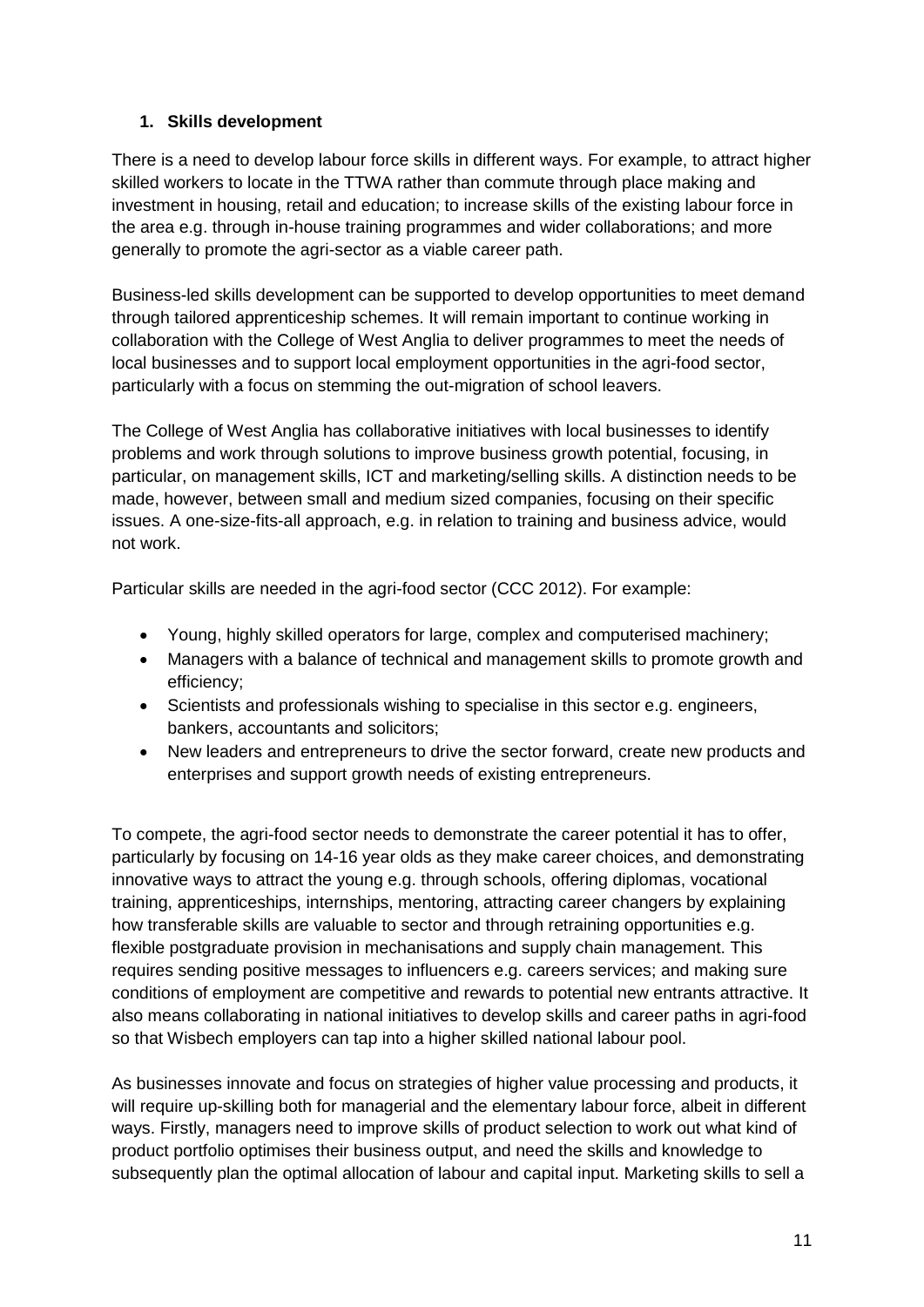## 1. Skills development

There is a need to develop labour force skills in different ways. For example, to attract higher skilled workers to locate in the TTWA rather than commute through place making and investment in housing, retail and education; to increase skills of the existing labour force in the area e.g. through in-house training programmes and wider collaborations; and more generally to promote the agri-sector as a viable career path.

Business-led skills development can be supported to develop opportunities to meet demand through tailored apprenticeship schemes. It will remain important to continue working in collaboration with the College of West Anglia to deliver programmes to meet the needs of local businesses and to support local employment opportunities in the agri-food sector, particularly with a focus on stemming the out-migration of school leavers.

The College of West Anglia has collaborative initiatives with local businesses to identify problems and work through solutions to improve business growth potential, focusing, in particular, on management skills, ICT and marketing/selling skills. A distinction needs to be made, however, between small and medium sized companies, focusing on their specific issues. A one-size-fits-all approach, e.g. in relation to training and business advice, would not work.

Particular skills are needed in the agri-food sector (CCC 2012). For example:

- Young, highly skilled operators for large, complex and computerised machinery;
- Managers with a balance of technical and management skills to promote growth and efficiency;
- Scientists and professionals wishing to specialise in this sector e.g. engineers, bankers, accountants and solicitors;
- New leaders and entrepreneurs to drive the sector forward, create new products and enterprises and support growth needs of existing entrepreneurs.

To compete, the agri-food sector needs to demonstrate the career potential it has to offer, particularly by focusing on 14-16 year olds as they make career choices, and demonstrating innovative ways to attract the young e.g. through schools, offering diplomas, vocational training, apprenticeships, internships, mentoring, attracting career changers by explaining how transferable skills are valuable to sector and through retraining opportunities e.g. flexible postgraduate provision in mechanisations and supply chain management. This requires sending positive messages to influencers e.g. careers services; and making sure conditions of employment are competitive and rewards to potential new entrants attractive. It also means collaborating in national initiatives to develop skills and career paths in agri-food so that Wisbech employers can tap into a higher skilled national labour pool.

As businesses innovate and focus on strategies of higher value processing and products, it will require up-skilling both for managerial and the elementary labour force, albeit in different ways. Firstly, managers need to improve skills of product selection to work out what kind of product portfolio optimises their business output, and need the skills and knowledge to subsequently plan the optimal allocation of labour and capital input. Marketing skills to sell a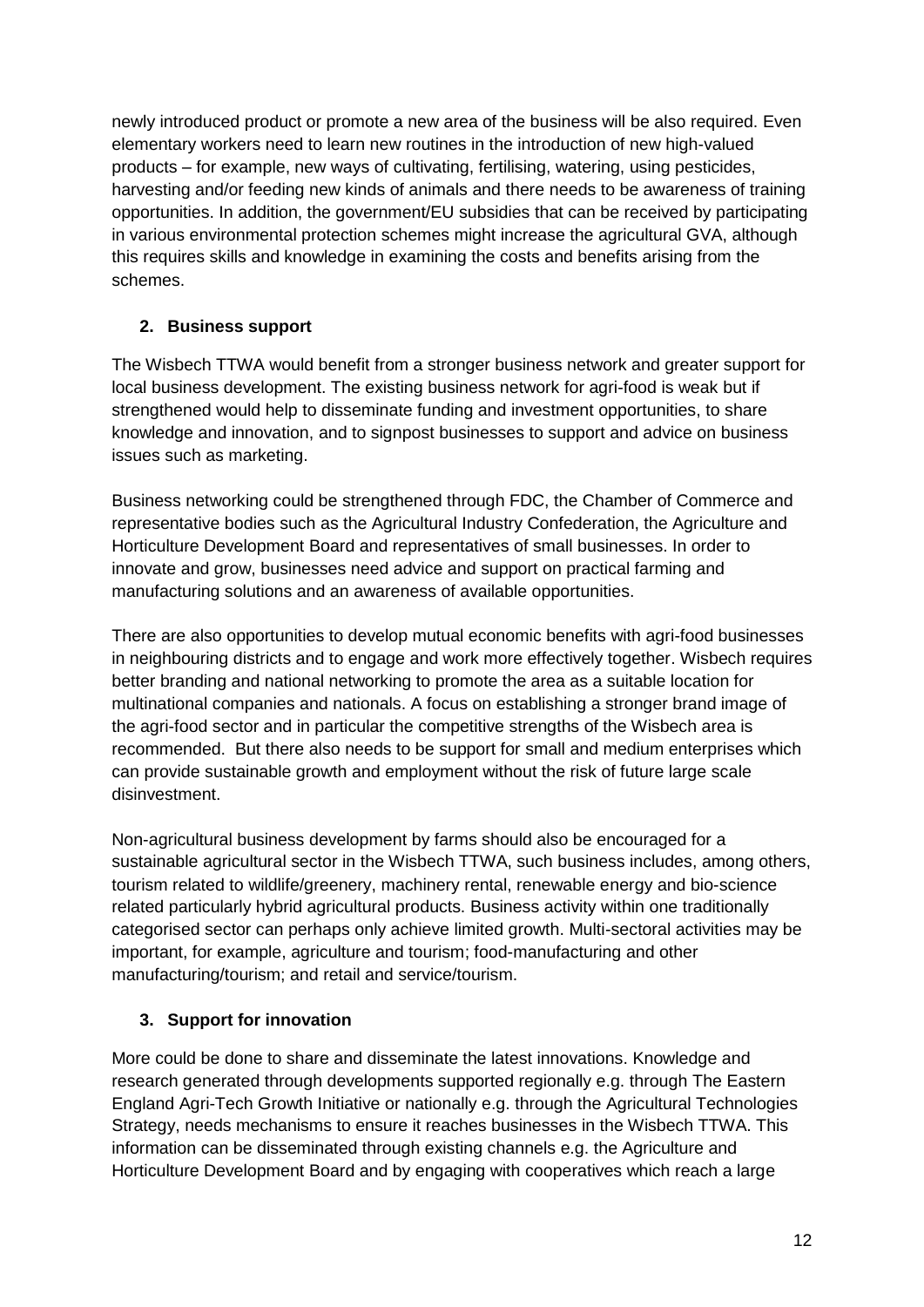newly introduced product or promote a new area of the business will be also required. Even elementary workers need to learn new routines in the introduction of new high-valued products – for example, new ways of cultivating, fertilising, watering, using pesticides, harvesting and/or feeding new kinds of animals and there needs to be awareness of training opportunities. In addition, the government/EU subsidies that can be received by participating in various environmental protection schemes might increase the agricultural GVA, although this requires skills and knowledge in examining the costs and benefits arising from the schemes.

## 2. Business support

The Wisbech TTWA would benefit from a stronger business network and greater support for local business development. The existing business network for agri-food is weak but if strengthened would help to disseminate funding and investment opportunities, to share knowledge and innovation, and to signpost businesses to support and advice on business issues such as marketing.

Business networking could be strengthened through FDC, the Chamber of Commerce and representative bodies such as the Agricultural Industry Confederation, the Agriculture and Horticulture Development Board and representatives of small businesses. In order to innovate and grow, businesses need advice and support on practical farming and manufacturing solutions and an awareness of available opportunities.

There are also opportunities to develop mutual economic benefits with agri-food businesses in neighbouring districts and to engage and work more effectively together. Wisbech requires better branding and national networking to promote the area as a suitable location for multinational companies and nationals. A focus on establishing a stronger brand image of the agri-food sector and in particular the competitive strengths of the Wisbech area is recommended. But there also needs to be support for small and medium enterprises which can provide sustainable growth and employment without the risk of future large scale disinvestment.

Non-agricultural business development by farms should also be encouraged for a sustainable agricultural sector in the Wisbech TTWA, such business includes, among others, tourism related to wildlife/greenery, machinery rental, renewable energy and bio-science related particularly hybrid agricultural products. Business activity within one traditionally categorised sector can perhaps only achieve limited growth. Multi-sectoral activities may be important, for example, agriculture and tourism; food-manufacturing and other manufacturing/tourism; and retail and service/tourism.

## 3. Support for innovation

More could be done to share and disseminate the latest innovations. Knowledge and research generated through developments supported regionally e.g. through The Eastern England Agri-Tech Growth Initiative or nationally e.g. through the Agricultural Technologies Strategy, needs mechanisms to ensure it reaches businesses in the Wisbech TTWA. This information can be disseminated through existing channels e.g. the Agriculture and Horticulture Development Board and by engaging with cooperatives which reach a large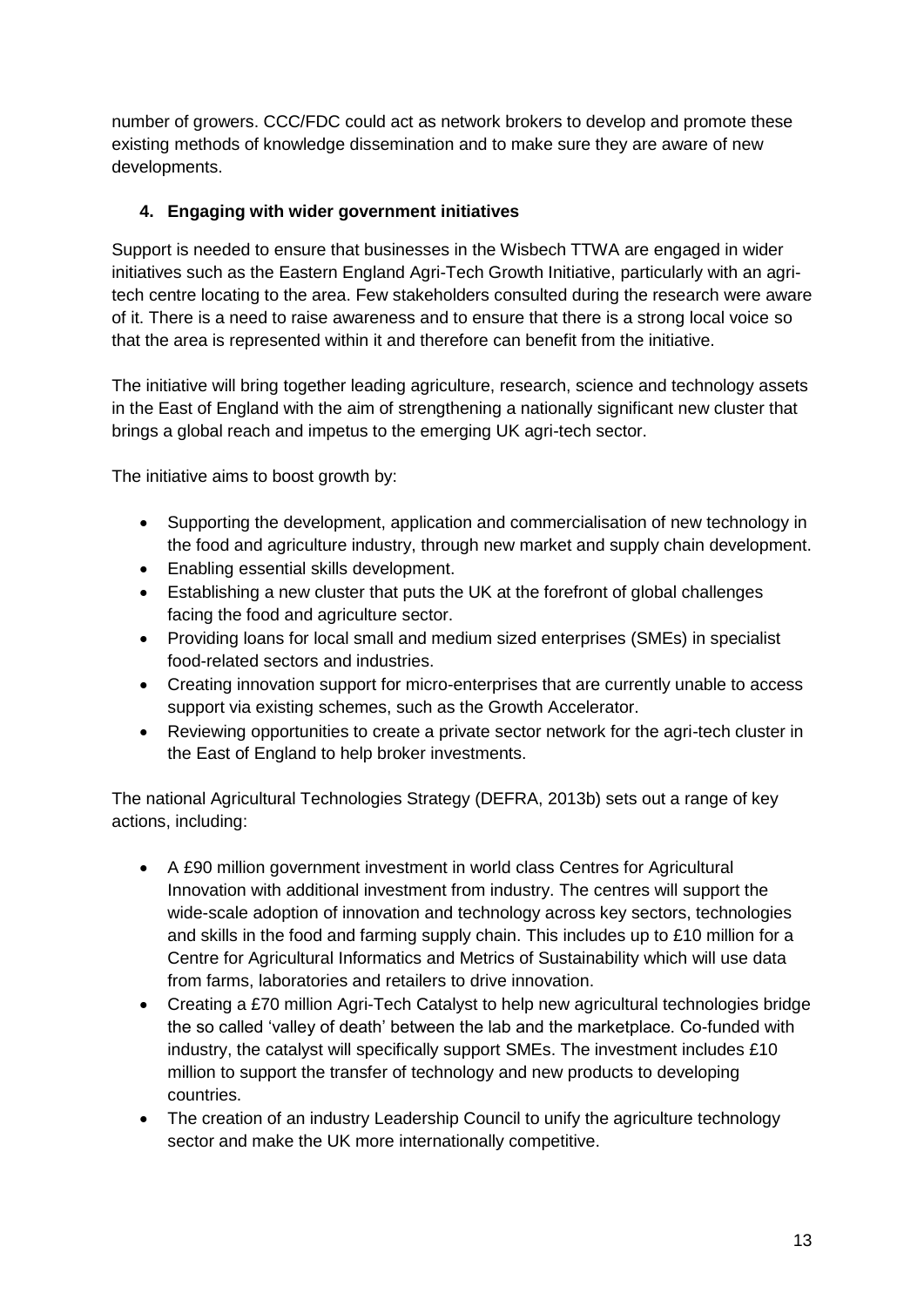number of growers. CCC/FDC could act as network brokers to develop and promote these existing methods of knowledge dissemination and to make sure they are aware of new developments.

### 4. Engaging with wider government initiatives

Support is needed to ensure that businesses in the Wisbech TTWA are engaged in wider initiatives such as the Eastern England Agri-Tech Growth Initiative, particularly with an agri-tech centre locating to the area. Few stakeholders consulted during the research were aware of it. There is a need to raise awareness and to ensure that there is a strong local voice so that the area is represented within it and therefore can benefit from the initiative.

The initiative will bring together leading agriculture, research, science and technology assets in the East of England with the aim of strengthening a nationally significant new cluster that brings a global reach and impetus to the emerging UK agri-tech sector.

The initiative aims to boost growth by:

- Supporting the development, application and commercialisation of new technology in the food and agriculture industry, through new market and supply chain development.
- Enabling essential skills development.
- Establishing a new cluster that puts the UK at the forefront of global challenges facing the food and agriculture sector.
- Providing loans for local small and medium sized enterprises (SMEs) in specialist food-related sectors and industries.
- Creating innovation support for micro-enterprises that are currently unable to access support via existing schemes, such as the Growth Accelerator.
- Reviewing opportunities to create a private sector network for the agri-tech cluster in the East of England to help broker investments.

The national Agricultural Technologies Strategy (DEFRA, 2013b) sets out a range of key actions, including:

- A £90 million government investment in world class Centres for Agricultural Innovation with additional investment from industry. The centres will support the wide-scale adoption of innovation and technology across key sectors, technologies and skills in the food and farming supply chain. This includes up to £10 million for a Centre for Agricultural Informatics and Metrics of Sustainability which will use data from farms, laboratories and retailers to drive innovation.
- Creating a £70 million Agri-Tech Catalyst to help new agricultural technologies bridge the so called 'valley of death' between the lab and the marketplace. Co-funded with industry, the catalyst will specifically support SMEs. The investment includes £10 million to support the transfer of technology and new products to developing countries.
- The creation of an industry Leadership Council to unify the agriculture technology sector and make the UK more internationally competitive.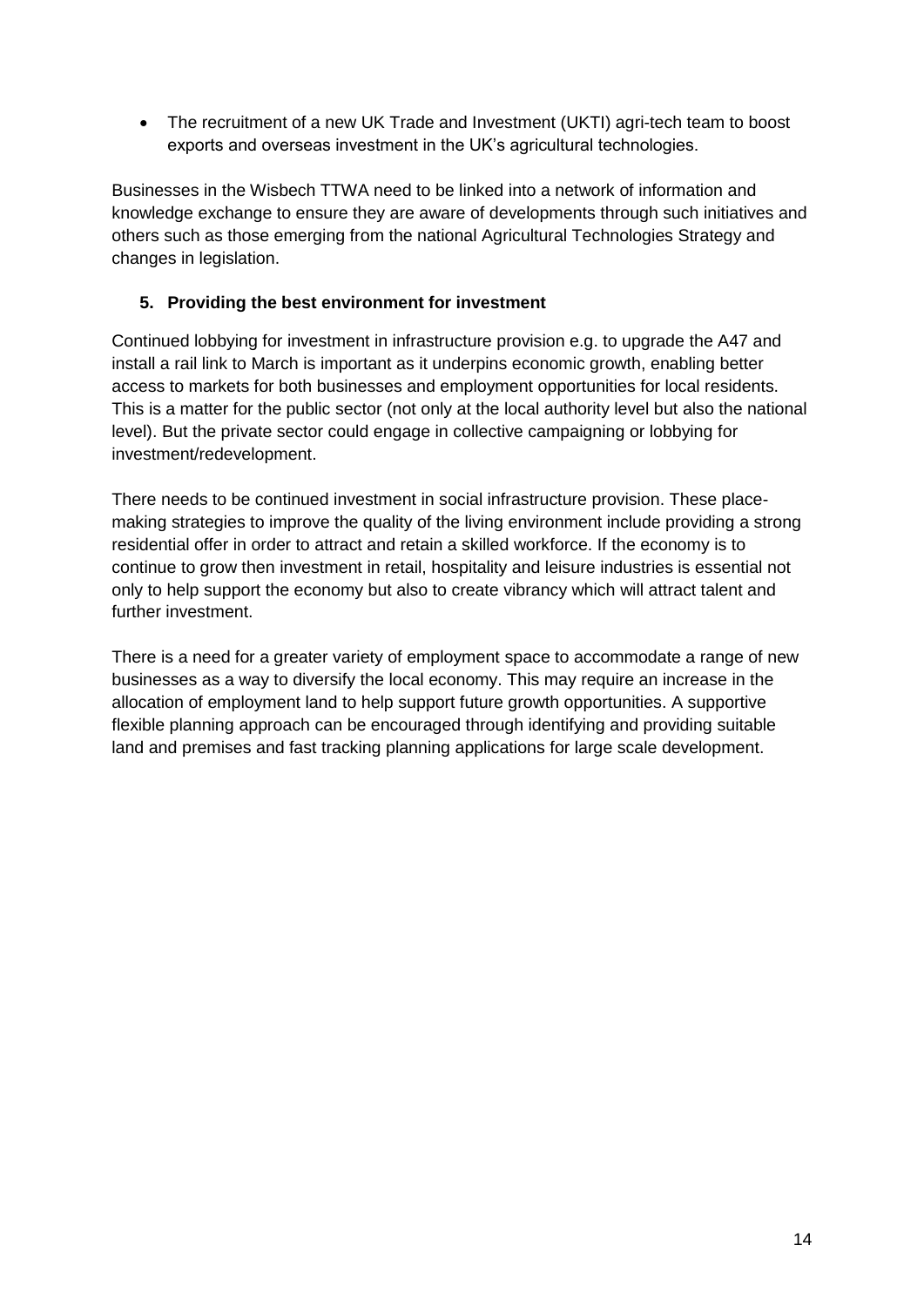- The recruitment of a new UK Trade and Investment (UKTI) agri-tech team to boost exports and overseas investment in the UK's agricultural technologies.

Businesses in the Wisbech TTWA need to be linked into a network of information and knowledge exchange to ensure they are aware of developments through such initiatives and others such as those emerging from the national Agricultural Technologies Strategy and changes in legislation.

### 5. Providing the best environment for investment

Continued lobbying for investment in infrastructure provision e.g. to upgrade the A47 and install a rail link to March is important as it underpins economic growth, enabling better access to markets for both businesses and employment opportunities for local residents. This is a matter for the public sector (not only at the local authority level but also the national level). But the private sector could engage in collective campaigning or lobbying for investment/redevelopment.

There needs to be continued investment in social infrastructure provision. These place-making strategies to improve the quality of the living environment include providing a strong residential offer in order to attract and retain a skilled workforce. If the economy is to continue to grow then investment in retail, hospitality and leisure industries is essential not only to help support the economy but also to create vibrancy which will attract talent and further investment.

There is a need for a greater variety of employment space to accommodate a range of new businesses as a way to diversify the local economy. This may require an increase in the allocation of employment land to help support future growth opportunities. A supportive flexible planning approach can be encouraged through identifying and providing suitable land and premises and fast tracking planning applications for large scale development.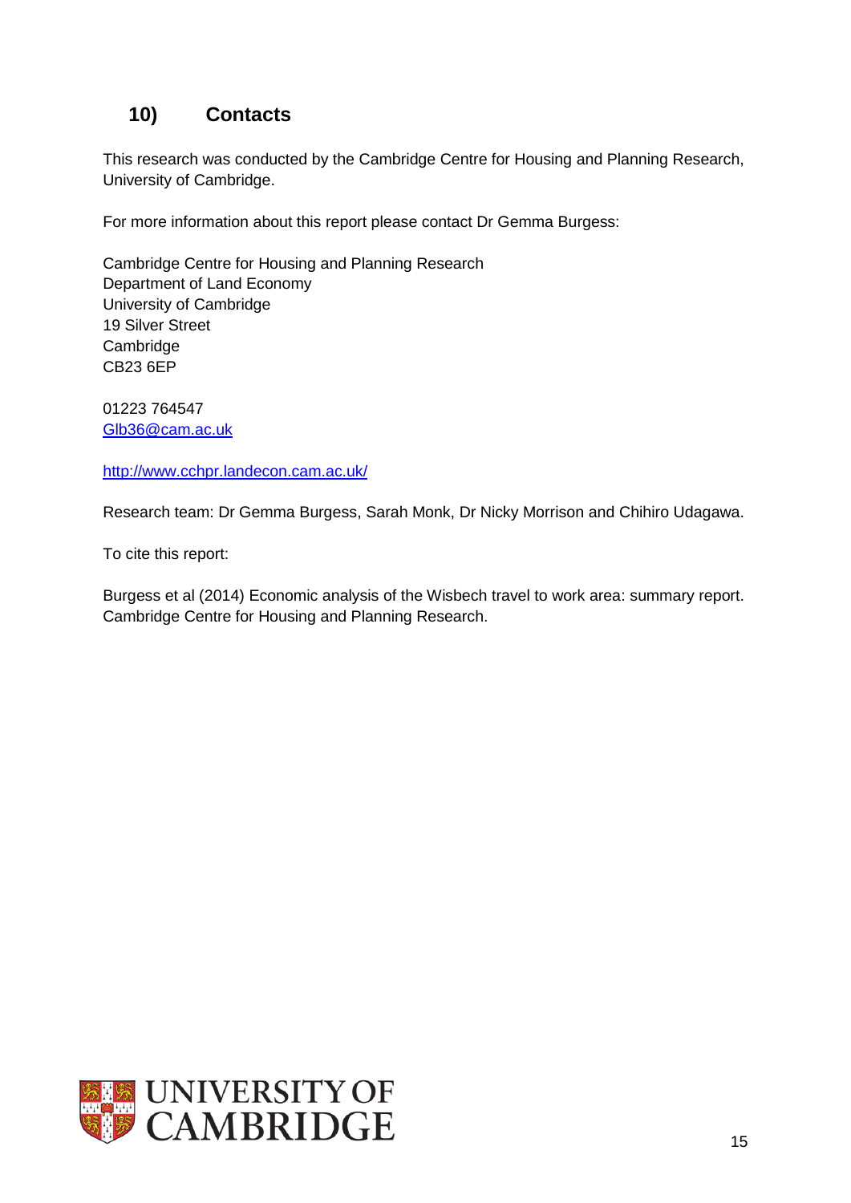## 10) Contacts

This research was conducted by the Cambridge Centre for Housing and Planning Research, University of Cambridge.

For more information about this report please contact Dr Gemma Burgess:

Cambridge Centre for Housing and Planning Research
Department of Land Economy
University of Cambridge
19 Silver Street
Cambridge
CB23 6EP

01223 764547
Glb36@cam.ac.uk

http://www.cchpr.landecon.cam.ac.uk/

Research team: Dr Gemma Burgess, Sarah Monk, Dr Nicky Morrison and Chihiro Udagawa.

To cite this report:

Burgess et al (2014) Economic analysis of the Wisbech travel to work area: summary report. Cambridge Centre for Housing and Planning Research.

UNIVERSITY OF CAMBRIDGE